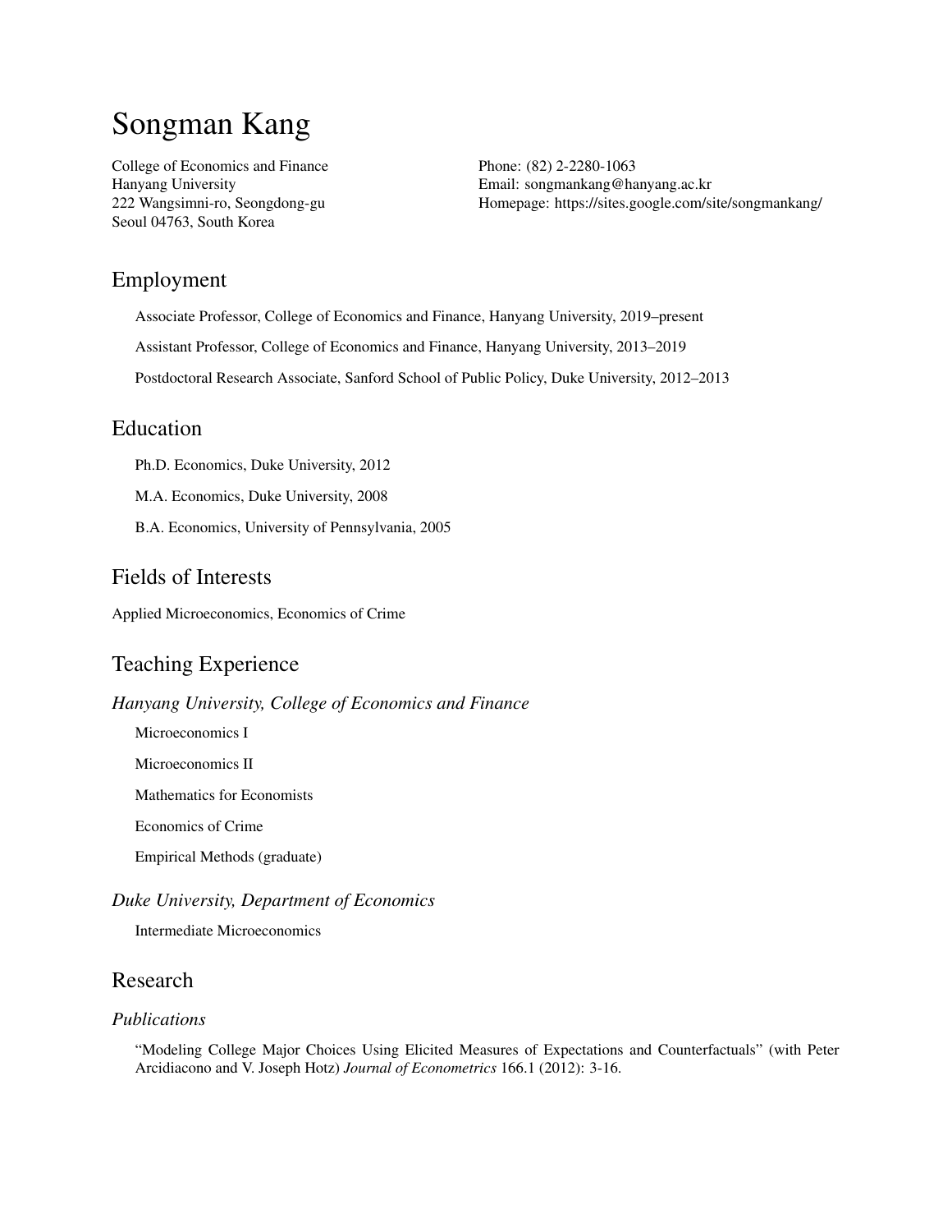# Songman Kang

College of Economics and Finance
Hanyang University
222 Wangsimni-ro, Seongdong-gu
Seoul 04763, South Korea

Phone: (82) 2-2280-1063
Email: songmankang@hanyang.ac.kr
Homepage: https://sites.google.com/site/songmankang/

## Employment

Associate Professor, College of Economics and Finance, Hanyang University, 2019–present

Assistant Professor, College of Economics and Finance, Hanyang University, 2013–2019

Postdoctoral Research Associate, Sanford School of Public Policy, Duke University, 2012–2013

## Education

Ph.D. Economics, Duke University, 2012

M.A. Economics, Duke University, 2008

B.A. Economics, University of Pennsylvania, 2005

## Fields of Interests

Applied Microeconomics, Economics of Crime

## Teaching Experience

### *Hanyang University, College of Economics and Finance*

Microeconomics I

Microeconomics II

Mathematics for Economists

Economics of Crime

Empirical Methods (graduate)

### *Duke University, Department of Economics*

Intermediate Microeconomics

## Research

### *Publications*

"Modeling College Major Choices Using Elicited Measures of Expectations and Counterfactuals" (with Peter Arcidiacono and V. Joseph Hotz) *Journal of Econometrics* 166.1 (2012): 3-16.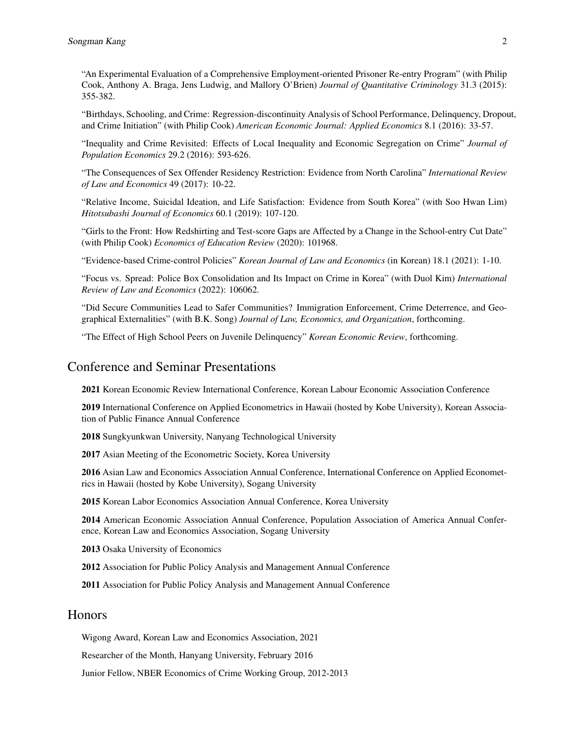"An Experimental Evaluation of a Comprehensive Employment-oriented Prisoner Re-entry Program" (with Philip Cook, Anthony A. Braga, Jens Ludwig, and Mallory O'Brien) *Journal of Quantitative Criminology* 31.3 (2015): 355-382.

"Birthdays, Schooling, and Crime: Regression-discontinuity Analysis of School Performance, Delinquency, Dropout, and Crime Initiation" (with Philip Cook) *American Economic Journal: Applied Economics* 8.1 (2016): 33-57.

"Inequality and Crime Revisited: Effects of Local Inequality and Economic Segregation on Crime" *Journal of Population Economics* 29.2 (2016): 593-626.

"The Consequences of Sex Offender Residency Restriction: Evidence from North Carolina" *International Review of Law and Economics* 49 (2017): 10-22.

"Relative Income, Suicidal Ideation, and Life Satisfaction: Evidence from South Korea" (with Soo Hwan Lim) *Hitotsubashi Journal of Economics* 60.1 (2019): 107-120.

"Girls to the Front: How Redshirting and Test-score Gaps are Affected by a Change in the School-entry Cut Date" (with Philip Cook) *Economics of Education Review* (2020): 101968.

"Evidence-based Crime-control Policies" *Korean Journal of Law and Economics* (in Korean) 18.1 (2021): 1-10.

"Focus vs. Spread: Police Box Consolidation and Its Impact on Crime in Korea" (with Duol Kim) *International Review of Law and Economics* (2022): 106062.

"Did Secure Communities Lead to Safer Communities? Immigration Enforcement, Crime Deterrence, and Geographical Externalities" (with B.K. Song) *Journal of Law, Economics, and Organization*, forthcoming.

"The Effect of High School Peers on Juvenile Delinquency" *Korean Economic Review*, forthcoming.

## Conference and Seminar Presentations

**2021** Korean Economic Review International Conference, Korean Labour Economic Association Conference

**2019** International Conference on Applied Econometrics in Hawaii (hosted by Kobe University), Korean Association of Public Finance Annual Conference

**2018** Sungkyunkwan University, Nanyang Technological University

**2017** Asian Meeting of the Econometric Society, Korea University

**2016** Asian Law and Economics Association Annual Conference, International Conference on Applied Econometrics in Hawaii (hosted by Kobe University), Sogang University

**2015** Korean Labor Economics Association Annual Conference, Korea University

**2014** American Economic Association Annual Conference, Population Association of America Annual Conference, Korean Law and Economics Association, Sogang University

**2013** Osaka University of Economics

**2012** Association for Public Policy Analysis and Management Annual Conference

**2011** Association for Public Policy Analysis and Management Annual Conference

## Honors

Wigong Award, Korean Law and Economics Association, 2021

Researcher of the Month, Hanyang University, February 2016

Junior Fellow, NBER Economics of Crime Working Group, 2012-2013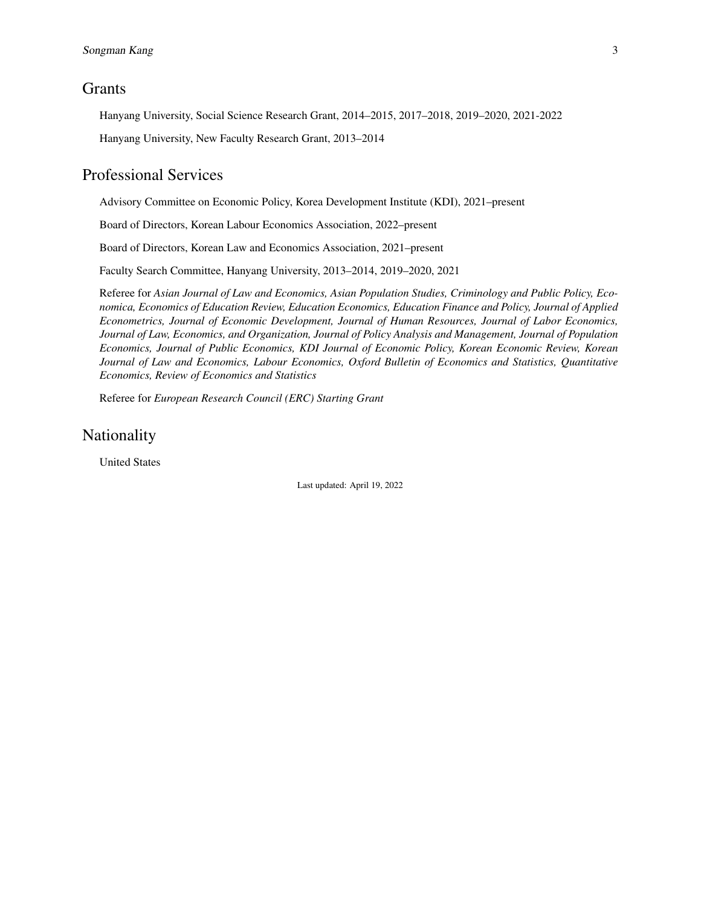## Grants

Hanyang University, Social Science Research Grant, 2014–2015, 2017–2018, 2019–2020, 2021-2022

Hanyang University, New Faculty Research Grant, 2013–2014

## Professional Services

Advisory Committee on Economic Policy, Korea Development Institute (KDI), 2021–present

Board of Directors, Korean Labour Economics Association, 2022–present

Board of Directors, Korean Law and Economics Association, 2021–present

Faculty Search Committee, Hanyang University, 2013–2014, 2019–2020, 2021

Referee for *Asian Journal of Law and Economics, Asian Population Studies, Criminology and Public Policy, Economica, Economics of Education Review, Education Economics, Education Finance and Policy, Journal of Applied Econometrics, Journal of Economic Development, Journal of Human Resources, Journal of Labor Economics, Journal of Law, Economics, and Organization, Journal of Policy Analysis and Management, Journal of Population Economics, Journal of Public Economics, KDI Journal of Economic Policy, Korean Economic Review, Korean Journal of Law and Economics, Labour Economics, Oxford Bulletin of Economics and Statistics, Quantitative Economics, Review of Economics and Statistics*

Referee for *European Research Council (ERC) Starting Grant*

## Nationality

United States

Last updated: April 19, 2022